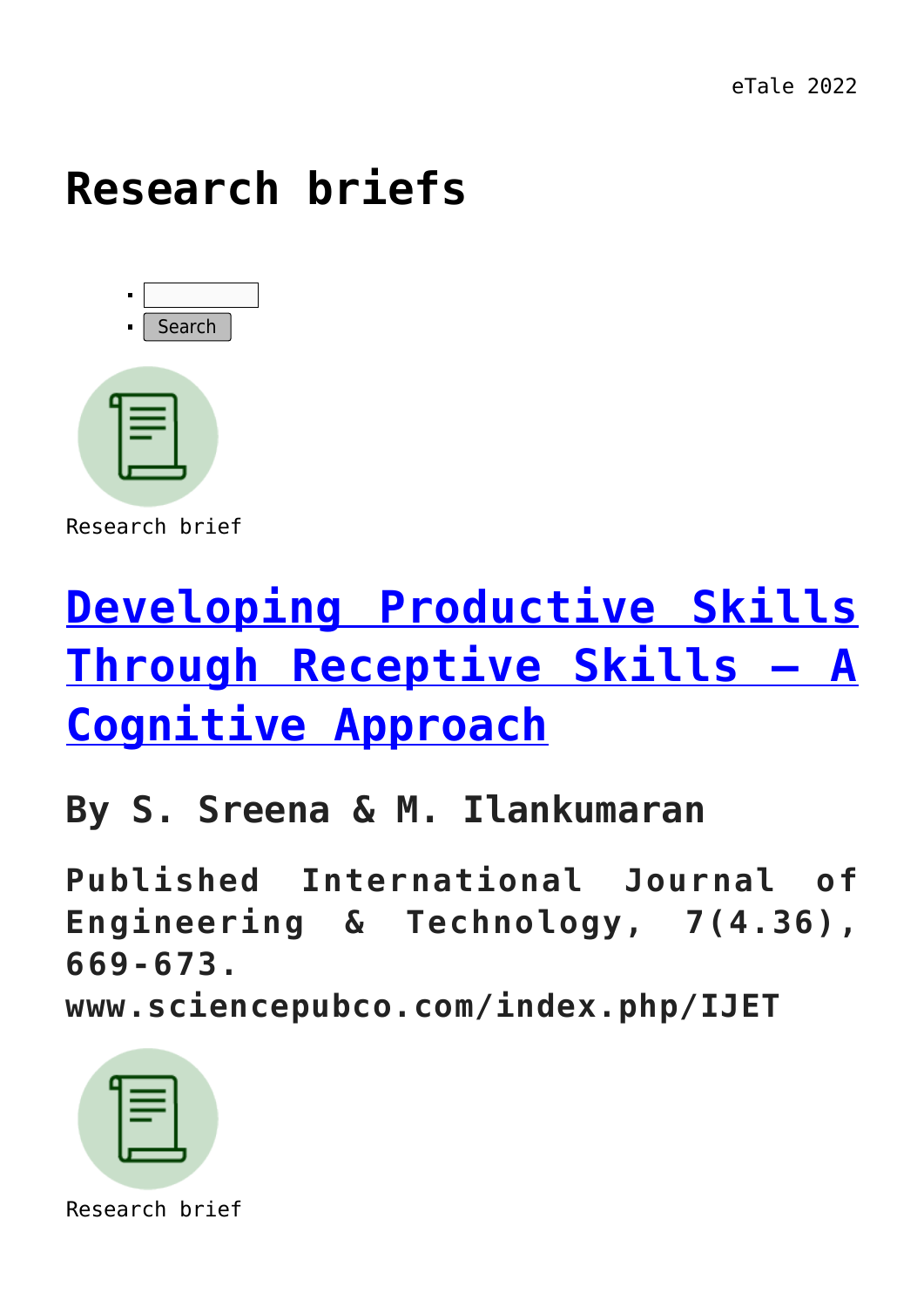eTale 2022

# Research briefs

- 
- Search

Research brief

## [Developing Productive Skills Through Receptive Skills – A Cognitive Approach]

## By S. Sreena & M. Ilankumaran

**Published International Journal of Engineering & Technology, 7(4.36), 669-673. www.sciencepubco.com/index.php/IJET**

Research brief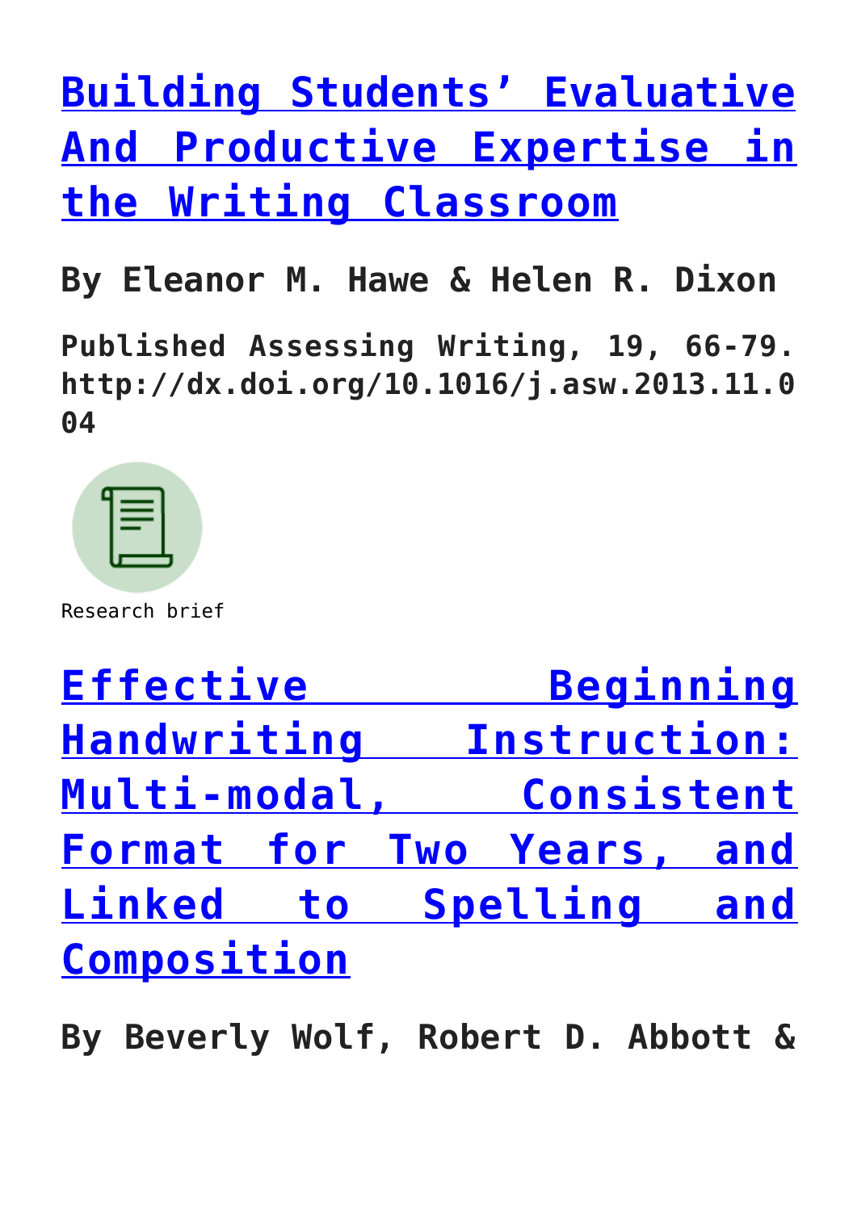# [Building Students' Evaluative And Productive Expertise in the Writing Classroom]

**By Eleanor M. Hawe & Helen R. Dixon**

**Published Assessing Writing, 19, 66-79. http://dx.doi.org/10.1016/j.asw.2013.11.004**

Research brief

# [Effective Beginning Handwriting Instruction: Multi-modal, Consistent Format for Two Years, and Linked to Spelling and Composition]

**By Beverly Wolf, Robert D. Abbott &**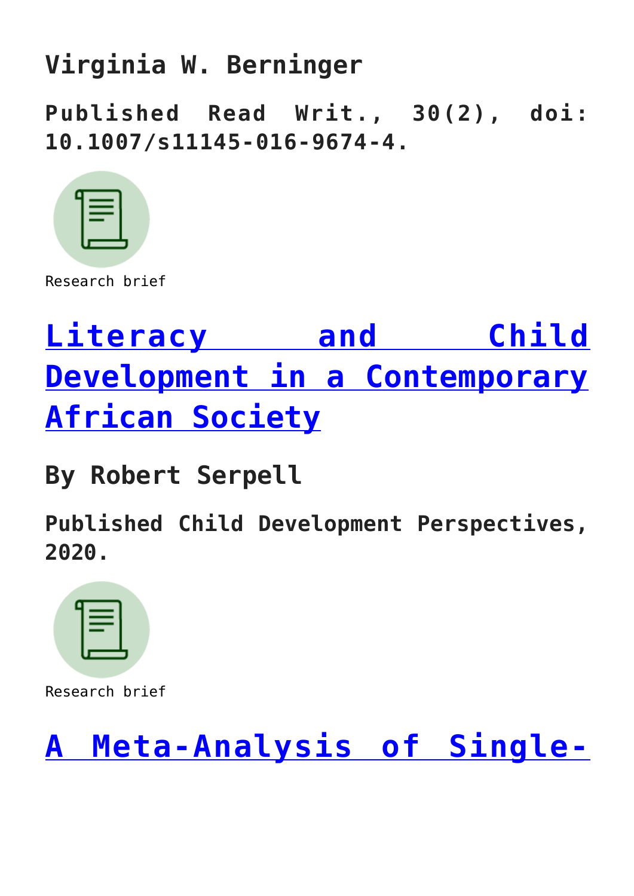**Virginia W. Berninger**

**Published Read Writ., 30(2), doi: 10.1007/s11145-016-9674-4.**

Research brief

## Literacy and Child Development in a Contemporary African Society

**By Robert Serpell**

**Published Child Development Perspectives, 2020.**

Research brief

## A Meta-Analysis of Single-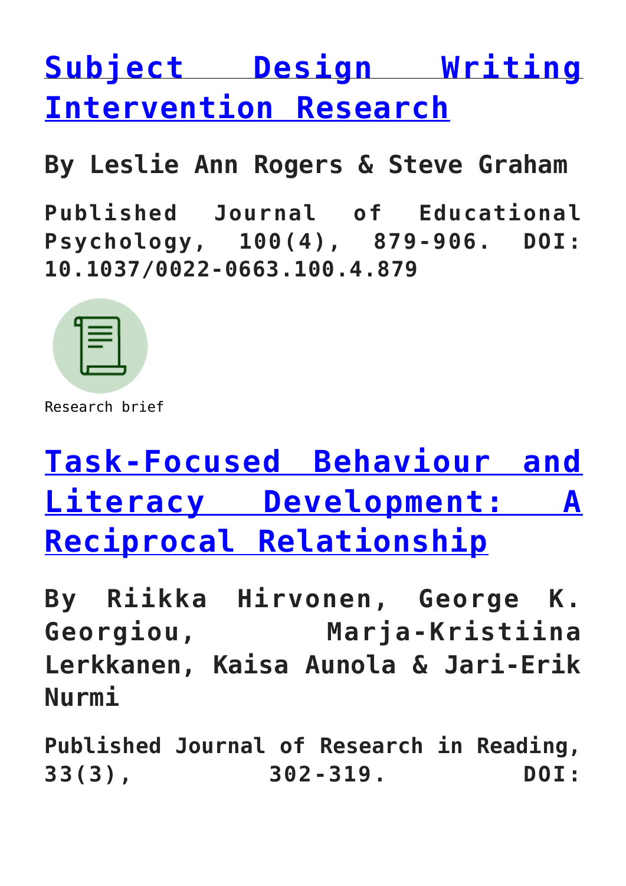## [Subject Design Writing Intervention Research]

**By Leslie Ann Rogers & Steve Graham**

**Published Journal of Educational Psychology, 100(4), 879-906. DOI: 10.1037/0022-0663.100.4.879**

Research brief

## [Task-Focused Behaviour and Literacy Development: A Reciprocal Relationship]

**By Riikka Hirvonen, George K. Georgiou, Marja-Kristiina Lerkkanen, Kaisa Aunola & Jari-Erik Nurmi**

**Published Journal of Research in Reading, 33(3), 302-319. DOI:**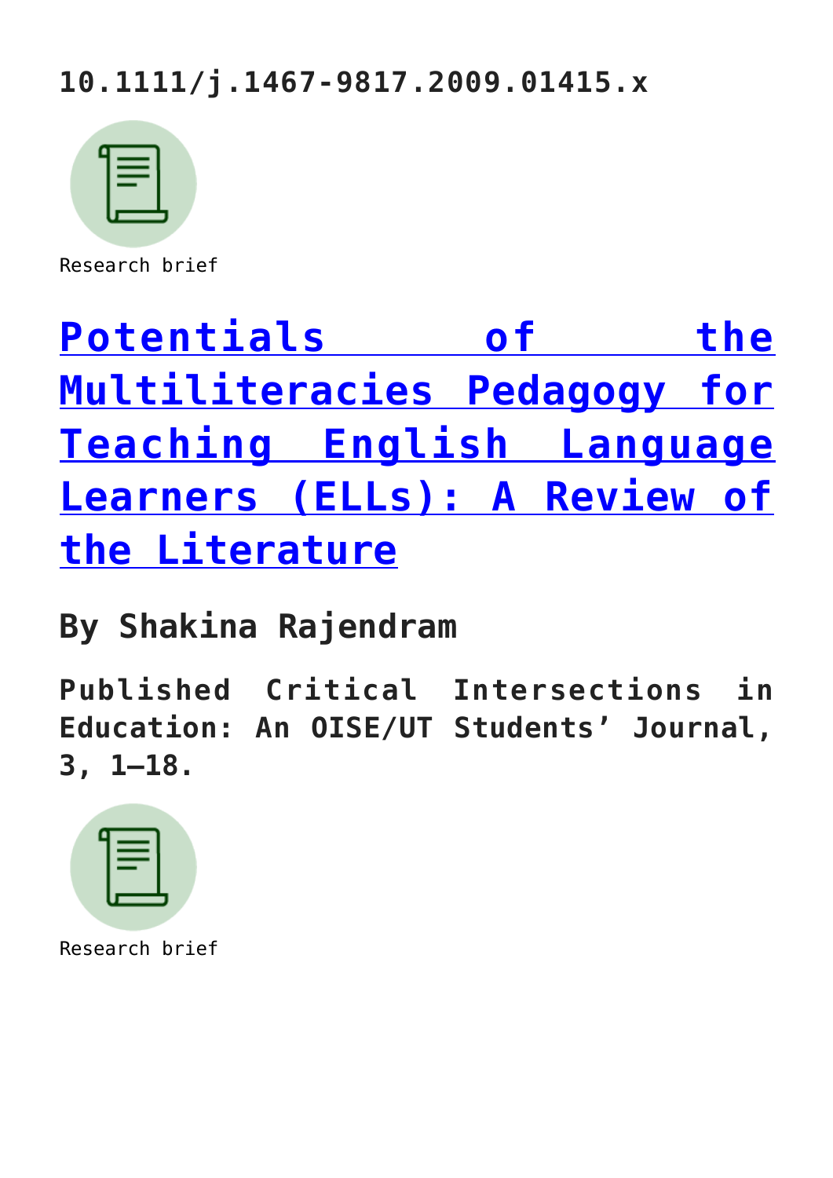**10.1111/j.1467-9817.2009.01415.x**

Research brief

## [Potentials of the Multiliteracies Pedagogy for Teaching English Language Learners (ELLs): A Review of the Literature]()

### By Shakina Rajendram

**Published Critical Intersections in Education: An OISE/UT Students' Journal, 3, 1–18.**

Research brief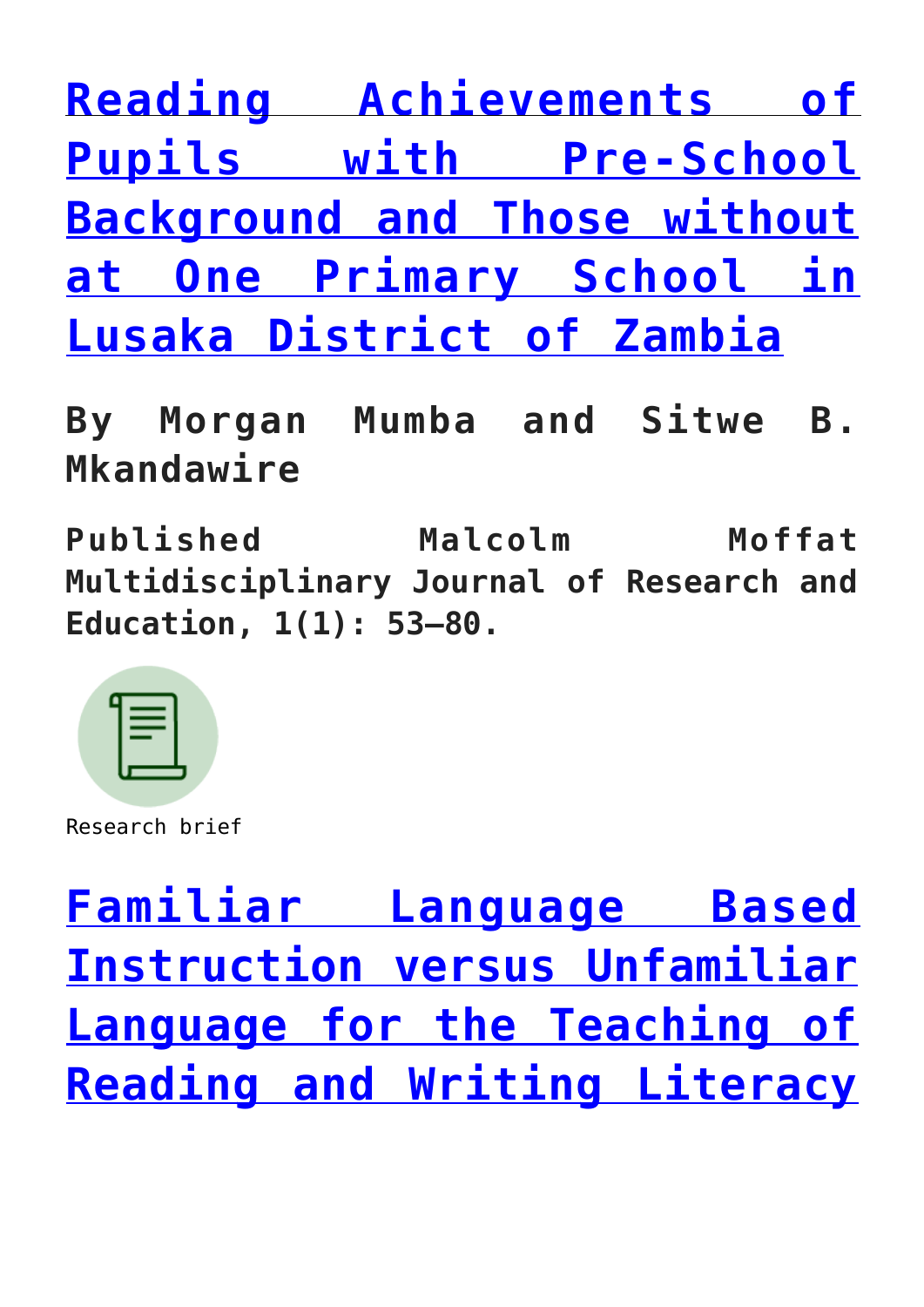## [Reading Achievements of Pupils with Pre-School Background and Those without at One Primary School in Lusaka District of Zambia]

**By Morgan Mumba and Sitwe B. Mkandawire**

**Published Malcolm Moffat Multidisciplinary Journal of Research and Education, 1(1): 53–80.**

Research brief

## [Familiar Language Based Instruction versus Unfamiliar Language for the Teaching of Reading and Writing Literacy]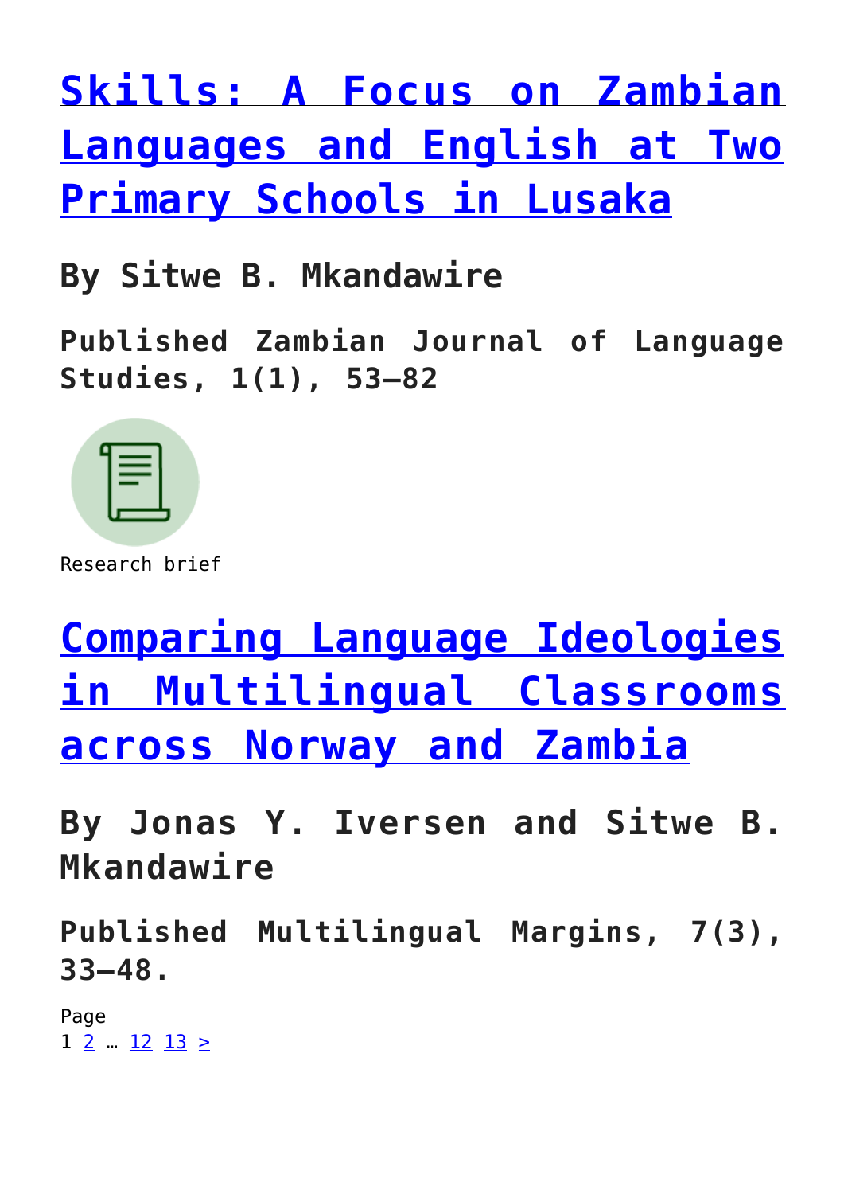## Skills: A Focus on Zambian Languages and English at Two Primary Schools in Lusaka

**By Sitwe B. Mkandawire**

**Published Zambian Journal of Language Studies, 1(1), 53–82**

Research brief

## Comparing Language Ideologies in Multilingual Classrooms across Norway and Zambia

**By Jonas Y. Iversen and Sitwe B. Mkandawire**

**Published Multilingual Margins, 7(3), 33–48.**

Page
1 2 … 12 13 >